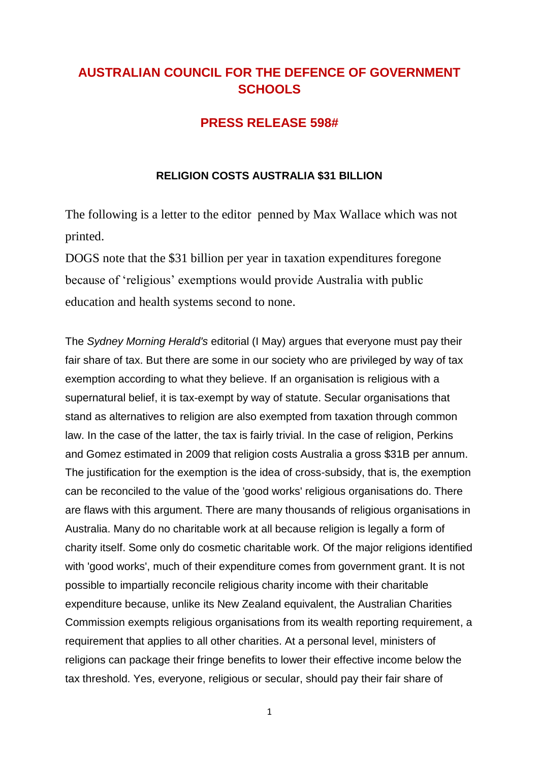# AUSTRALIAN COUNCIL FOR THE DEFENCE OF GOVERNMENT SCHOOLS

## PRESS RELEASE 598#

### RELIGION COSTS AUSTRALIA $31 BILLION

The following is a letter to the editor penned by Max Wallace which was not printed.

DOGS note that the $31 billion per year in taxation expenditures foregone because of 'religious' exemptions would provide Australia with public education and health systems second to none.

The *Sydney Morning Herald's* editorial (I May) argues that everyone must pay their fair share of tax. But there are some in our society who are privileged by way of tax exemption according to what they believe. If an organisation is religious with a supernatural belief, it is tax-exempt by way of statute. Secular organisations that stand as alternatives to religion are also exempted from taxation through common law. In the case of the latter, the tax is fairly trivial. In the case of religion, Perkins and Gomez estimated in 2009 that religion costs Australia a gross $31B per annum. The justification for the exemption is the idea of cross-subsidy, that is, the exemption can be reconciled to the value of the 'good works' religious organisations do. There are flaws with this argument. There are many thousands of religious organisations in Australia. Many do no charitable work at all because religion is legally a form of charity itself. Some only do cosmetic charitable work. Of the major religions identified with 'good works', much of their expenditure comes from government grant. It is not possible to impartially reconcile religious charity income with their charitable expenditure because, unlike its New Zealand equivalent, the Australian Charities Commission exempts religious organisations from its wealth reporting requirement, a requirement that applies to all other charities. At a personal level, ministers of religions can package their fringe benefits to lower their effective income below the tax threshold. Yes, everyone, religious or secular, should pay their fair share of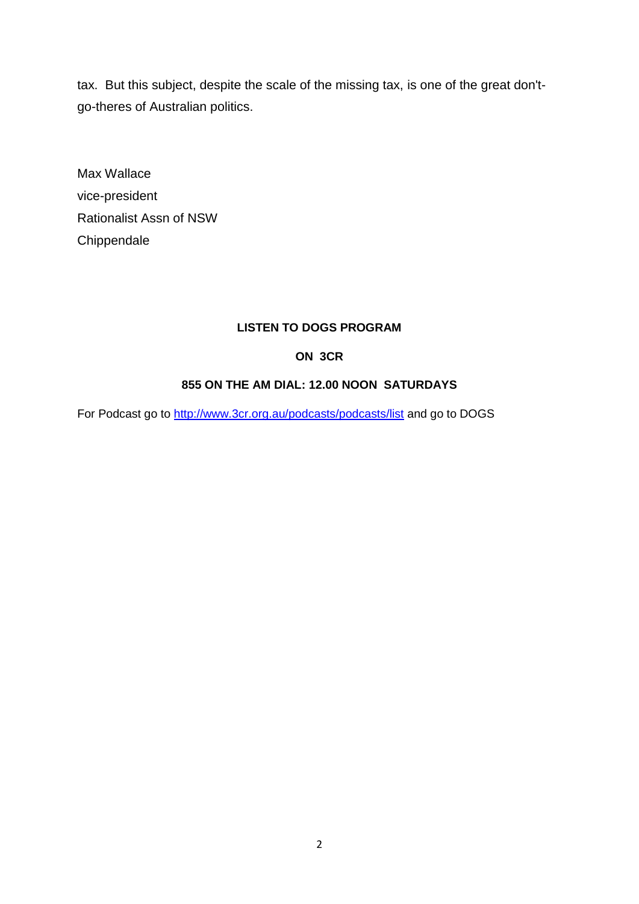tax. But this subject, despite the scale of the missing tax, is one of the great don't-go-theres of Australian politics.

Max Wallace  
vice-president  
Rationalist Assn of NSW  
Chippendale

**LISTEN TO DOGS PROGRAM**

**ON 3CR**

**855 ON THE AM DIAL: 12.00 NOON SATURDAYS**

For Podcast go to [http://www.3cr.org.au/podcasts/podcasts/list](http://www.3cr.org.au/podcasts/podcasts/list) and go to DOGS